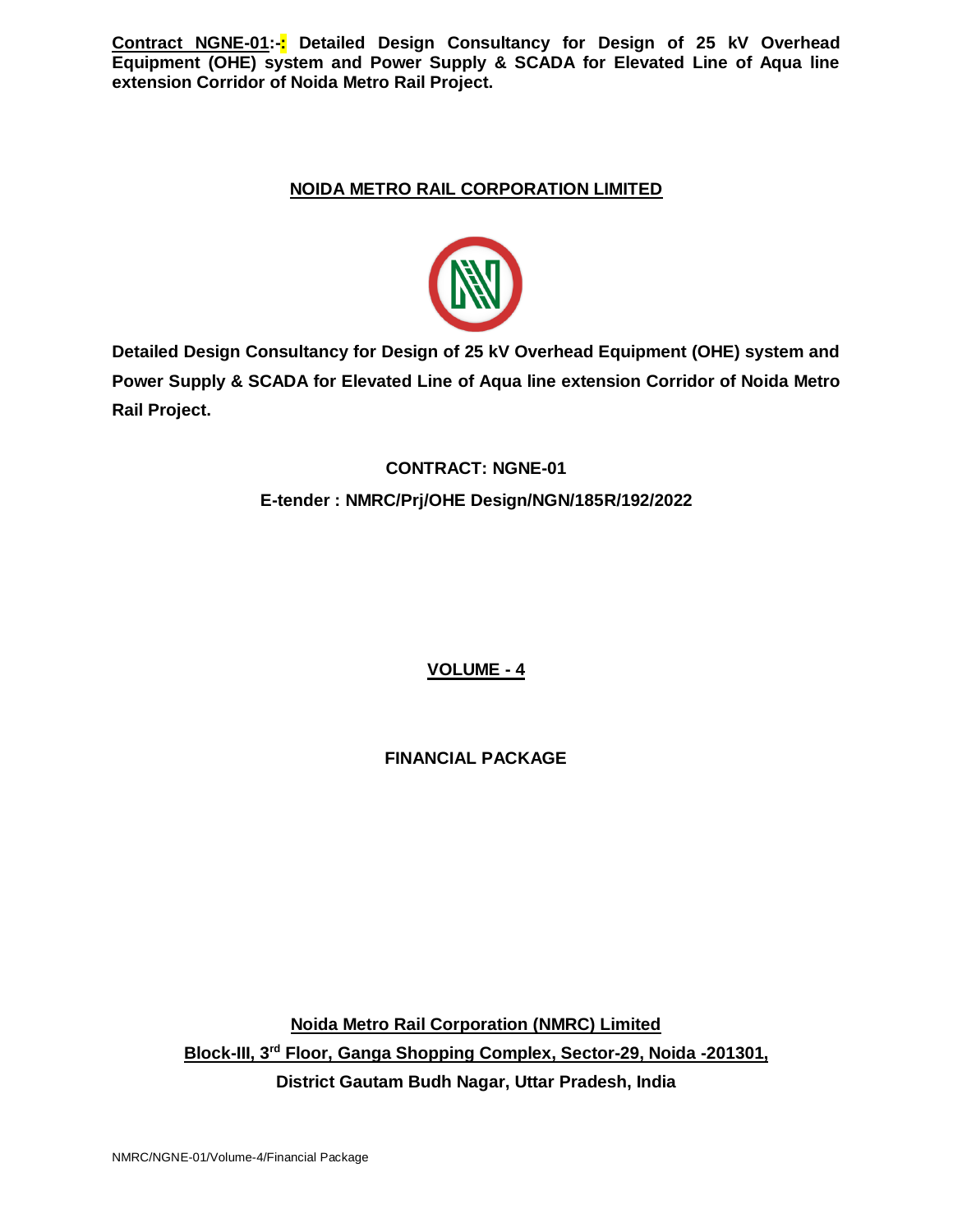**Contract NGNE-01:-: Detailed Design Consultancy for Design of 25 kV Overhead Equipment (OHE) system and Power Supply & SCADA for Elevated Line of Aqua line extension Corridor of Noida Metro Rail Project.**

## NOIDA METRO RAIL CORPORATION LIMITED

**Detailed Design Consultancy for Design of 25 kV Overhead Equipment (OHE) system and Power Supply & SCADA for Elevated Line of Aqua line extension Corridor of Noida Metro Rail Project.**

**CONTRACT: NGNE-01**

**E-tender : NMRC/Prj/OHE Design/NGN/185R/192/2022**

## VOLUME - 4

## FINANCIAL PACKAGE

**Noida Metro Rail Corporation (NMRC) Limited**

**Block-III, 3rd Floor, Ganga Shopping Complex, Sector-29, Noida -201301,**

**District Gautam Budh Nagar, Uttar Pradesh, India**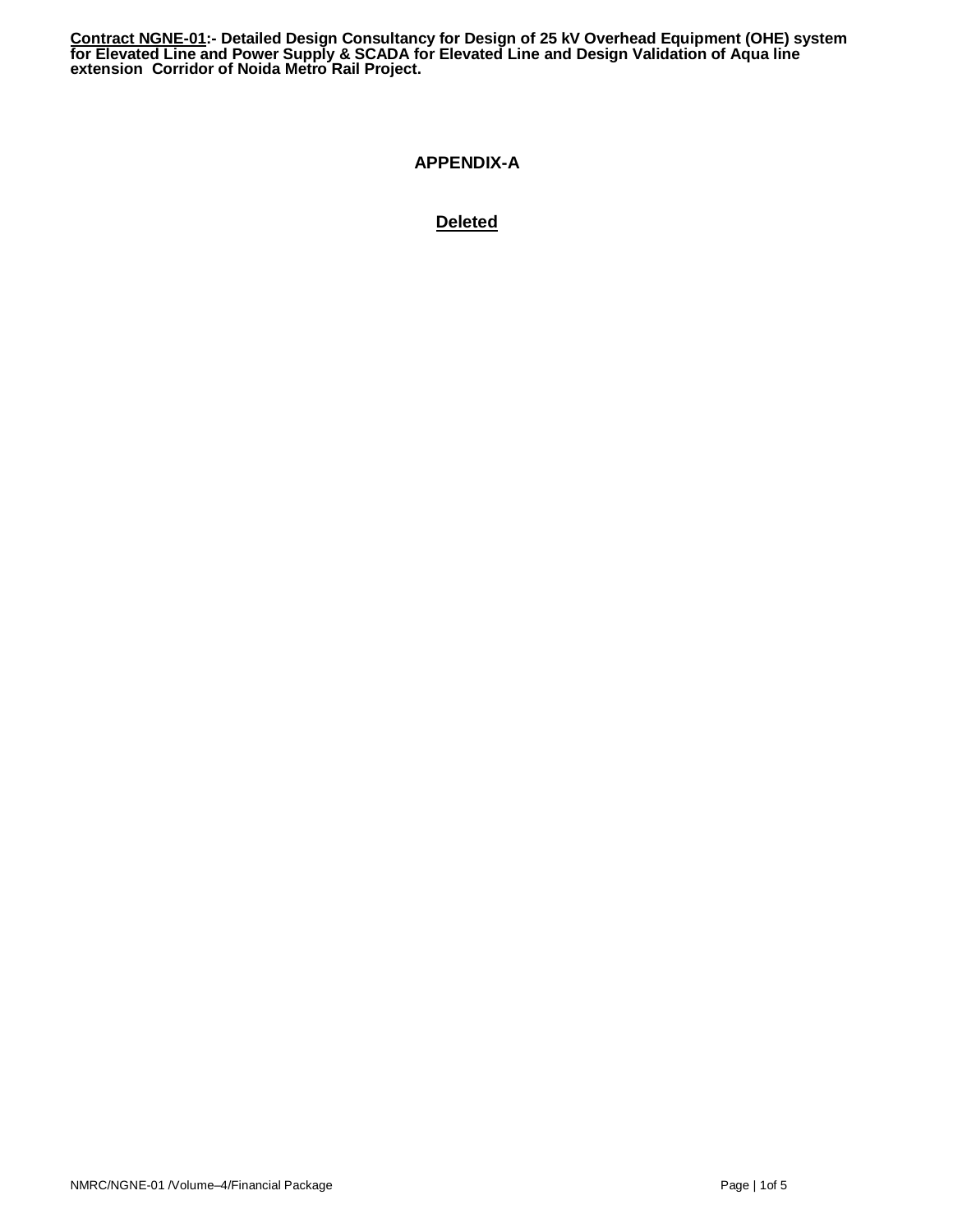# APPENDIX-A

**Deleted**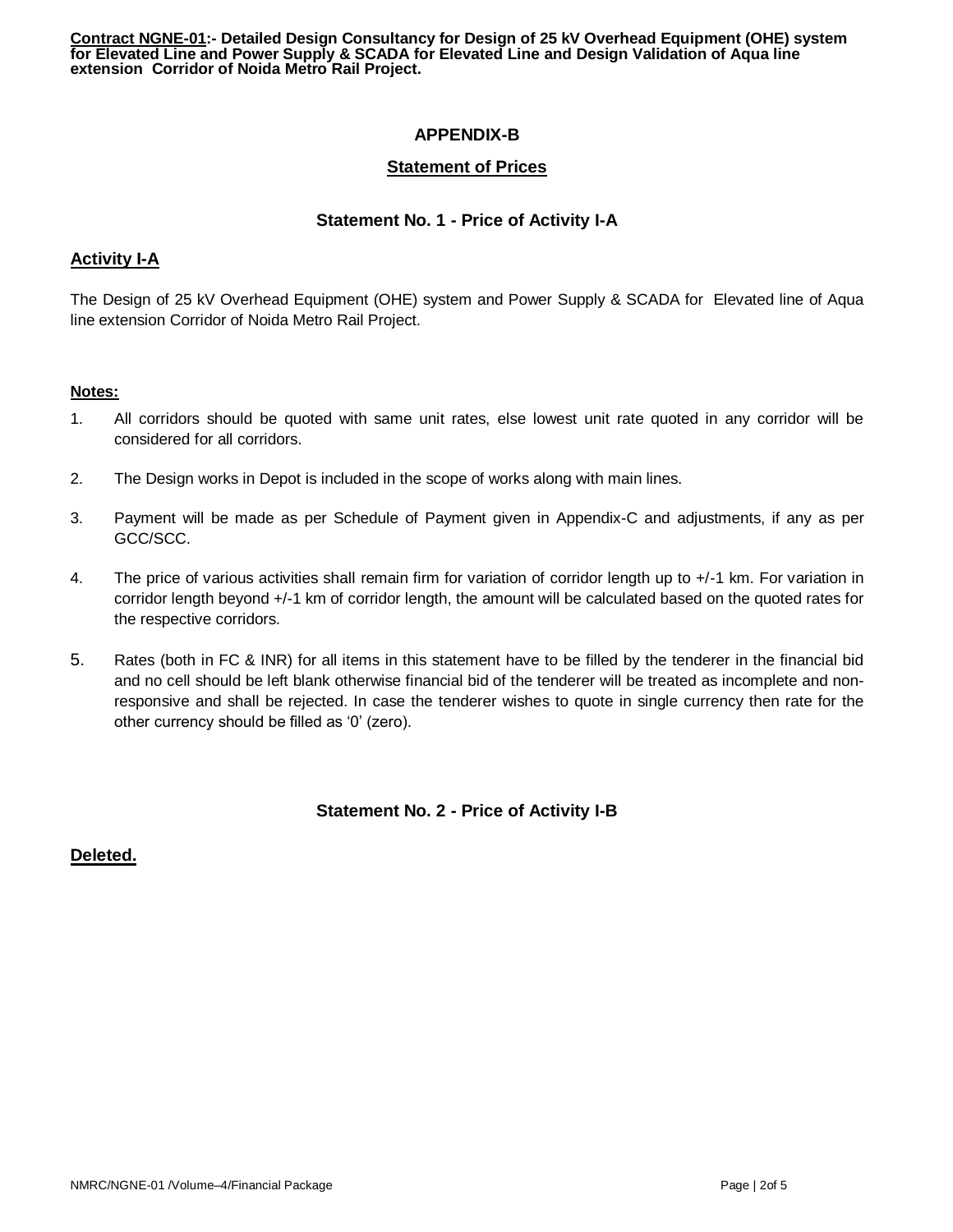## APPENDIX-B

### Statement of Prices

### Statement No. 1 - Price of Activity I-A

**Activity I-A**

The Design of 25 kV Overhead Equipment (OHE) system and Power Supply & SCADA for Elevated line of Aqua line extension Corridor of Noida Metro Rail Project.

**Notes:**

1. All corridors should be quoted with same unit rates, else lowest unit rate quoted in any corridor will be considered for all corridors.
2. The Design works in Depot is included in the scope of works along with main lines.
3. Payment will be made as per Schedule of Payment given in Appendix-C and adjustments, if any as per GCC/SCC.
4. The price of various activities shall remain firm for variation of corridor length up to +/-1 km. For variation in corridor length beyond +/-1 km of corridor length, the amount will be calculated based on the quoted rates for the respective corridors.
5. Rates (both in FC & INR) for all items in this statement have to be filled by the tenderer in the financial bid and no cell should be left blank otherwise financial bid of the tenderer will be treated as incomplete and non-responsive and shall be rejected. In case the tenderer wishes to quote in single currency then rate for the other currency should be filled as '0' (zero).

### Statement No. 2 - Price of Activity I-B

**Deleted.**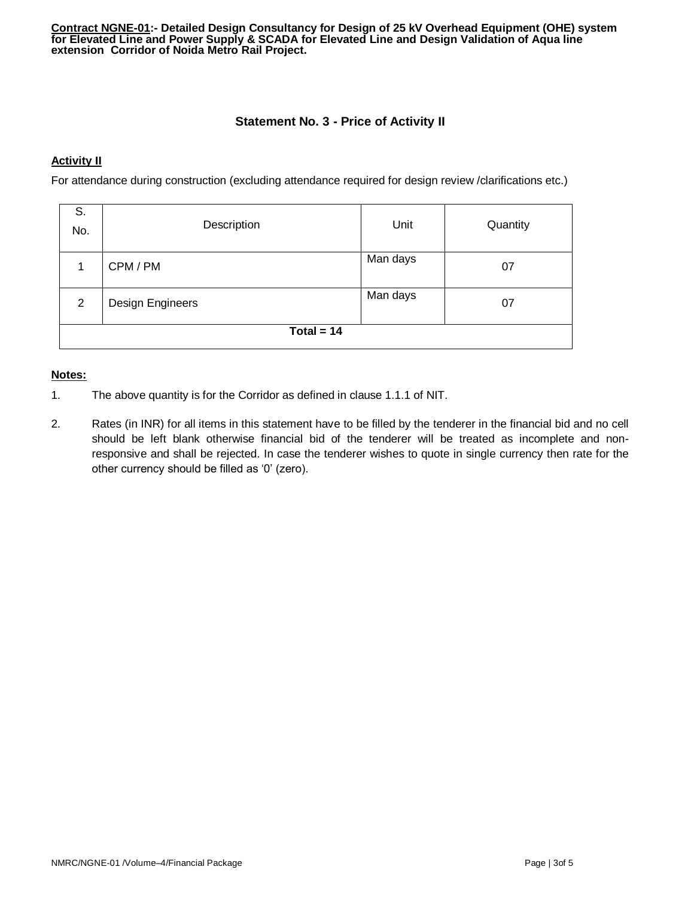## Statement No. 3 - Price of Activity II

**Activity II**

For attendance during construction (excluding attendance required for design review /clarifications etc.)

| S. No. | Description | Unit | Quantity |
|---|---|---|---|
| 1 | CPM / PM | Man days | 07 |
| 2 | Design Engineers | Man days | 07 |
| **Total = 14** | | | |

**Notes:**

1. The above quantity is for the Corridor as defined in clause 1.1.1 of NIT.
2. Rates (in INR) for all items in this statement have to be filled by the tenderer in the financial bid and no cell should be left blank otherwise financial bid of the tenderer will be treated as incomplete and non-responsive and shall be rejected. In case the tenderer wishes to quote in single currency then rate for the other currency should be filled as '0' (zero).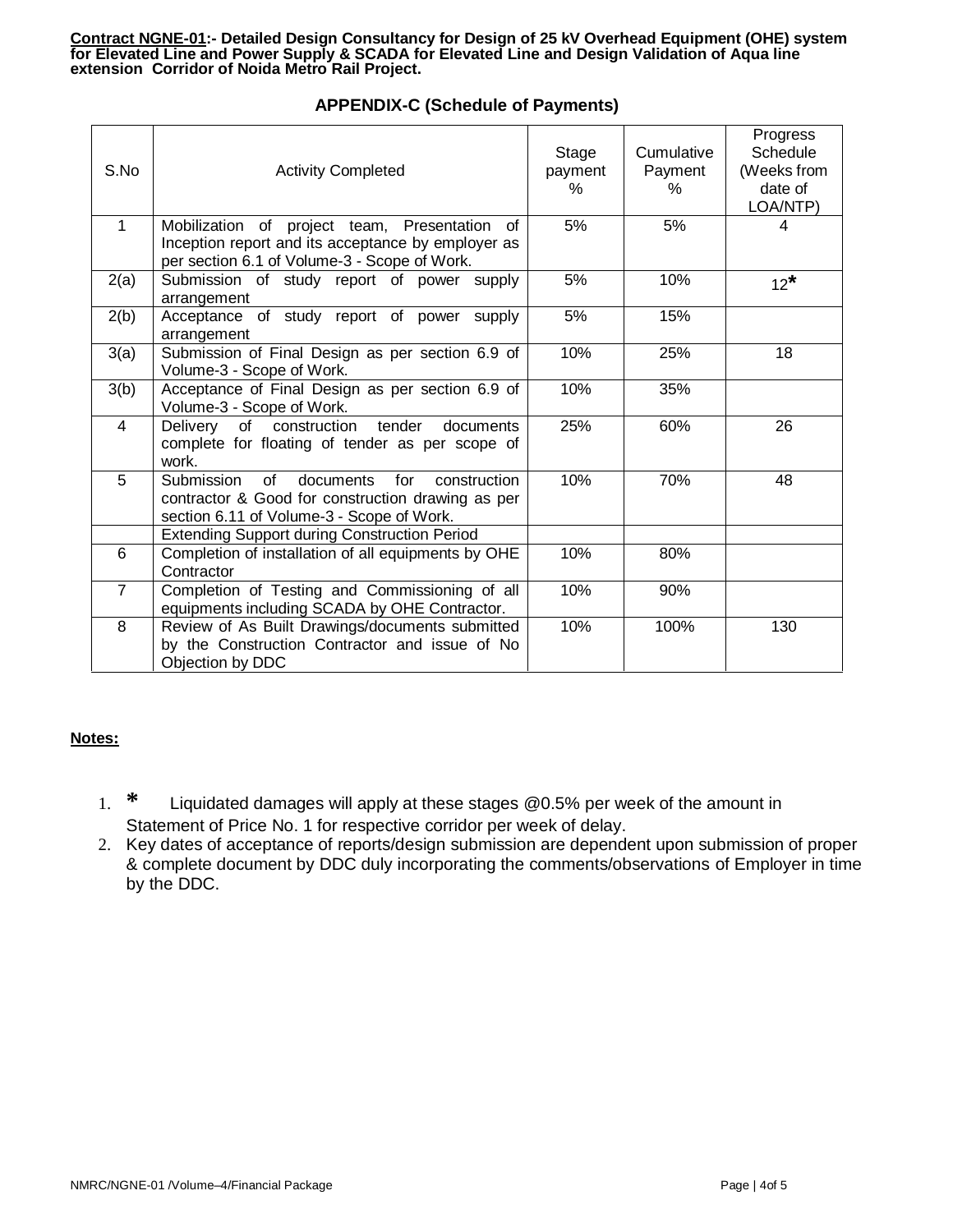**Contract NGNE-01:- Detailed Design Consultancy for Design of 25 kV Overhead Equipment (OHE) system for Elevated Line and Power Supply & SCADA for Elevated Line and Design Validation of Aqua line extension Corridor of Noida Metro Rail Project.**

## APPENDIX-C (Schedule of Payments)

| S.No | Activity Completed | Stage payment % | Cumulative Payment % | Progress Schedule (Weeks from date of LOA/NTP) |
|---|---|---|---|---|
| 1 | Mobilization of project team, Presentation of Inception report and its acceptance by employer as per section 6.1 of Volume-3 - Scope of Work. | 5% | 5% | 4 |
| 2(a) | Submission of study report of power supply arrangement | 5% | 10% | 12* |
| 2(b) | Acceptance of study report of power supply arrangement | 5% | 15% | |
| 3(a) | Submission of Final Design as per section 6.9 of Volume-3 - Scope of Work. | 10% | 25% | 18 |
| 3(b) | Acceptance of Final Design as per section 6.9 of Volume-3 - Scope of Work. | 10% | 35% | |
| 4 | Delivery of construction tender documents complete for floating of tender as per scope of work. | 25% | 60% | 26 |
| 5 | Submission of documents for construction contractor & Good for construction drawing as per section 6.11 of Volume-3 - Scope of Work. | 10% | 70% | 48 |
| | Extending Support during Construction Period | | | |
| 6 | Completion of installation of all equipments by OHE Contractor | 10% | 80% | |
| 7 | Completion of Testing and Commissioning of all equipments including SCADA by OHE Contractor. | 10% | 90% | |
| 8 | Review of As Built Drawings/documents submitted by the Construction Contractor and issue of No Objection by DDC | 10% | 100% | 130 |

**Notes:**

1. * Liquidated damages will apply at these stages @0.5% per week of the amount in Statement of Price No. 1 for respective corridor per week of delay.
2. Key dates of acceptance of reports/design submission are dependent upon submission of proper & complete document by DDC duly incorporating the comments/observations of Employer in time by the DDC.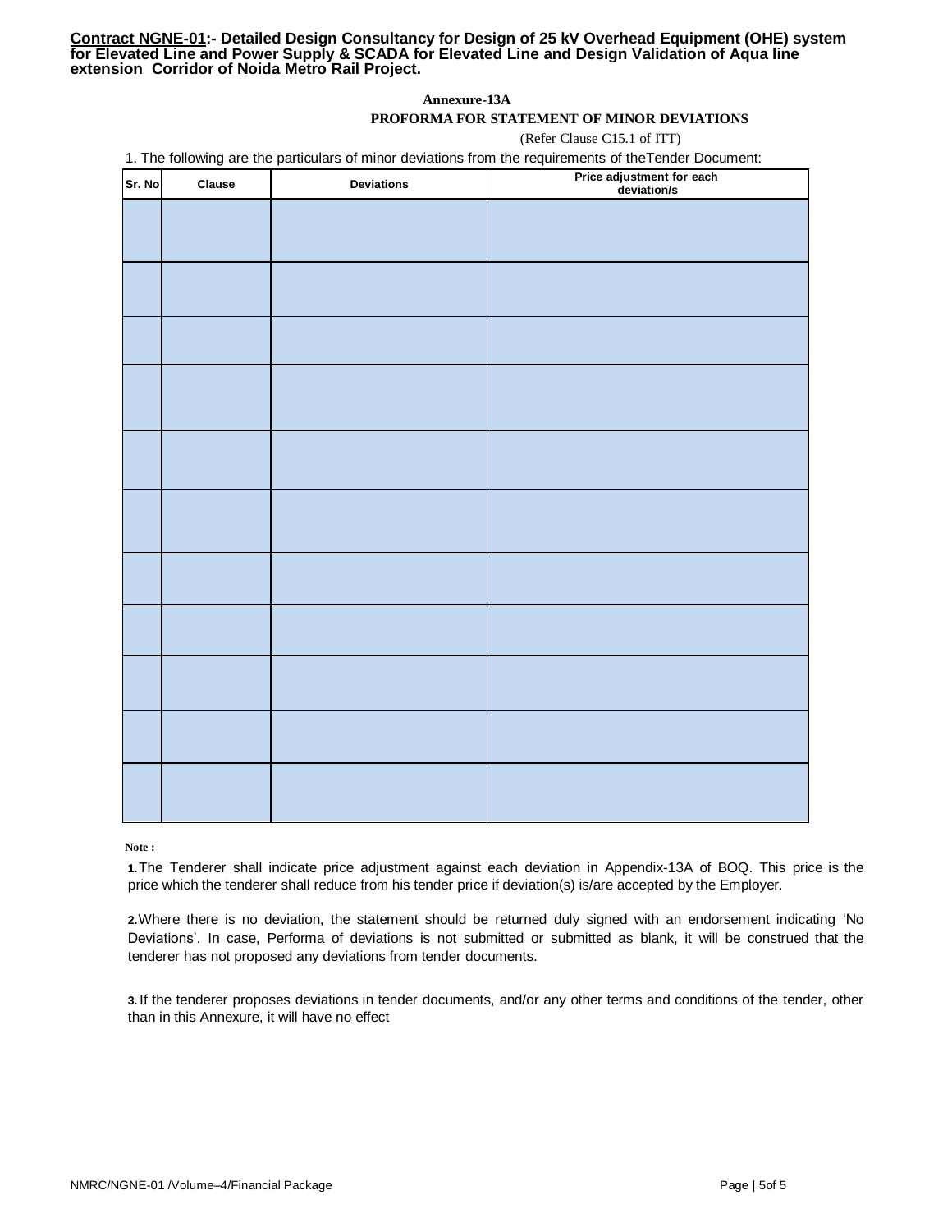**Contract NGNE-01:- Detailed Design Consultancy for Design of 25 kV Overhead Equipment (OHE) system for Elevated Line and Power Supply & SCADA for Elevated Line and Design Validation of Aqua line extension Corridor of Noida Metro Rail Project.**

**Annexure-13A**

**PROFORMA FOR STATEMENT OF MINOR DEVIATIONS**

(Refer Clause C15.1 of ITT)

1. The following are the particulars of minor deviations from the requirements of theTender Document:

| Sr. No | Clause | Deviations | Price adjustment for each deviation/s |
|---|---|---|---|
| | | | |
| | | | |
| | | | |
| | | | |
| | | | |
| | | | |
| | | | |
| | | | |
| | | | |
| | | | |
| | | | |

**Note :**

**1.** The Tenderer shall indicate price adjustment against each deviation in Appendix-13A of BOQ. This price is the price which the tenderer shall reduce from his tender price if deviation(s) is/are accepted by the Employer.

**2.** Where there is no deviation, the statement should be returned duly signed with an endorsement indicating 'No Deviations'. In case, Performa of deviations is not submitted or submitted as blank, it will be construed that the tenderer has not proposed any deviations from tender documents.

**3.** If the tenderer proposes deviations in tender documents, and/or any other terms and conditions of the tender, other than in this Annexure, it will have no effect